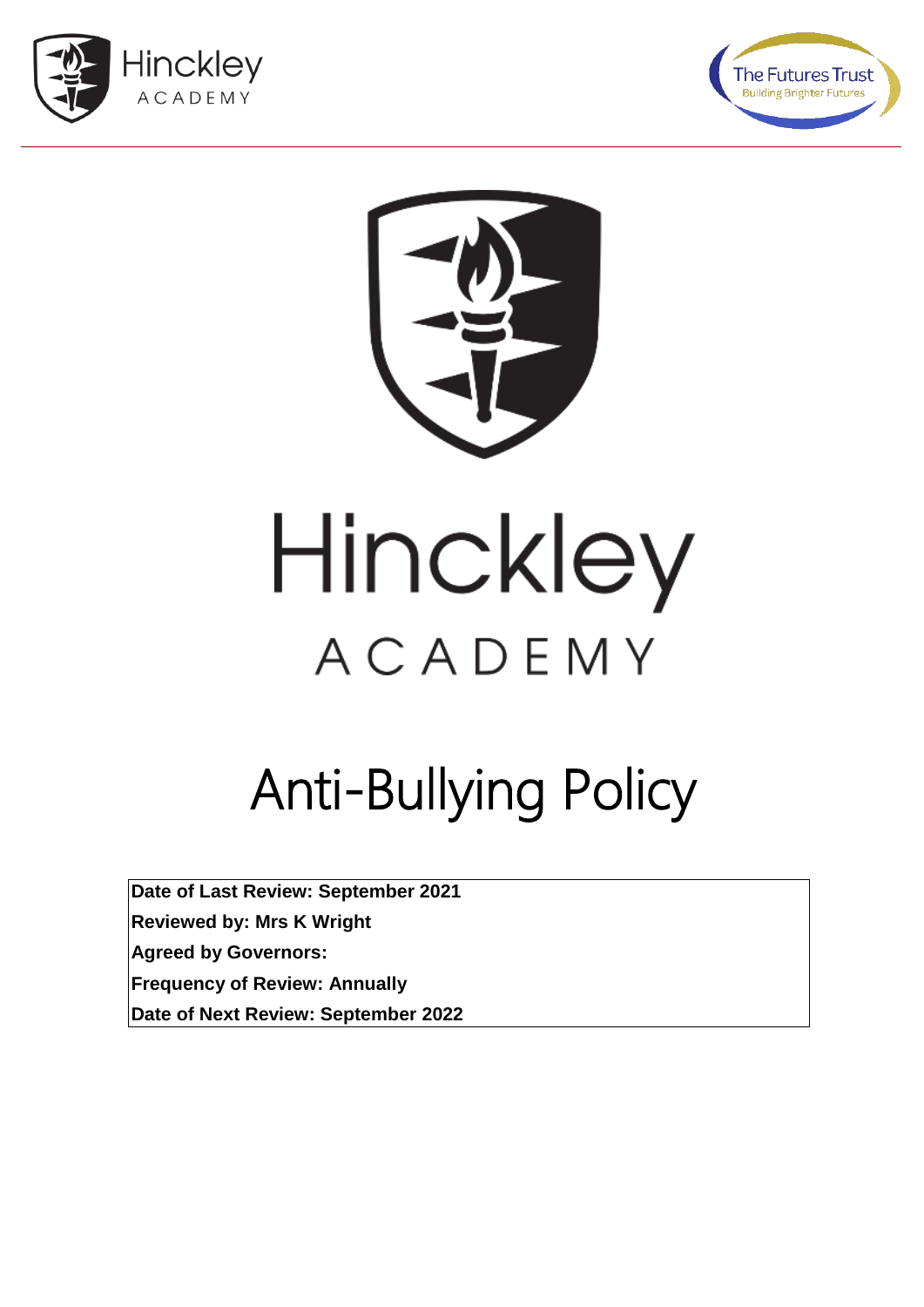# Hinckley Academy

# Anti-Bullying Policy

| | |
|---|---|
| **Date of Last Review:** | **September 2021** |
| **Reviewed by:** | **Mrs K Wright** |
| **Agreed by Governors:** | |
| **Frequency of Review:** | **Annually** |
| **Date of Next Review:** | **September 2022** |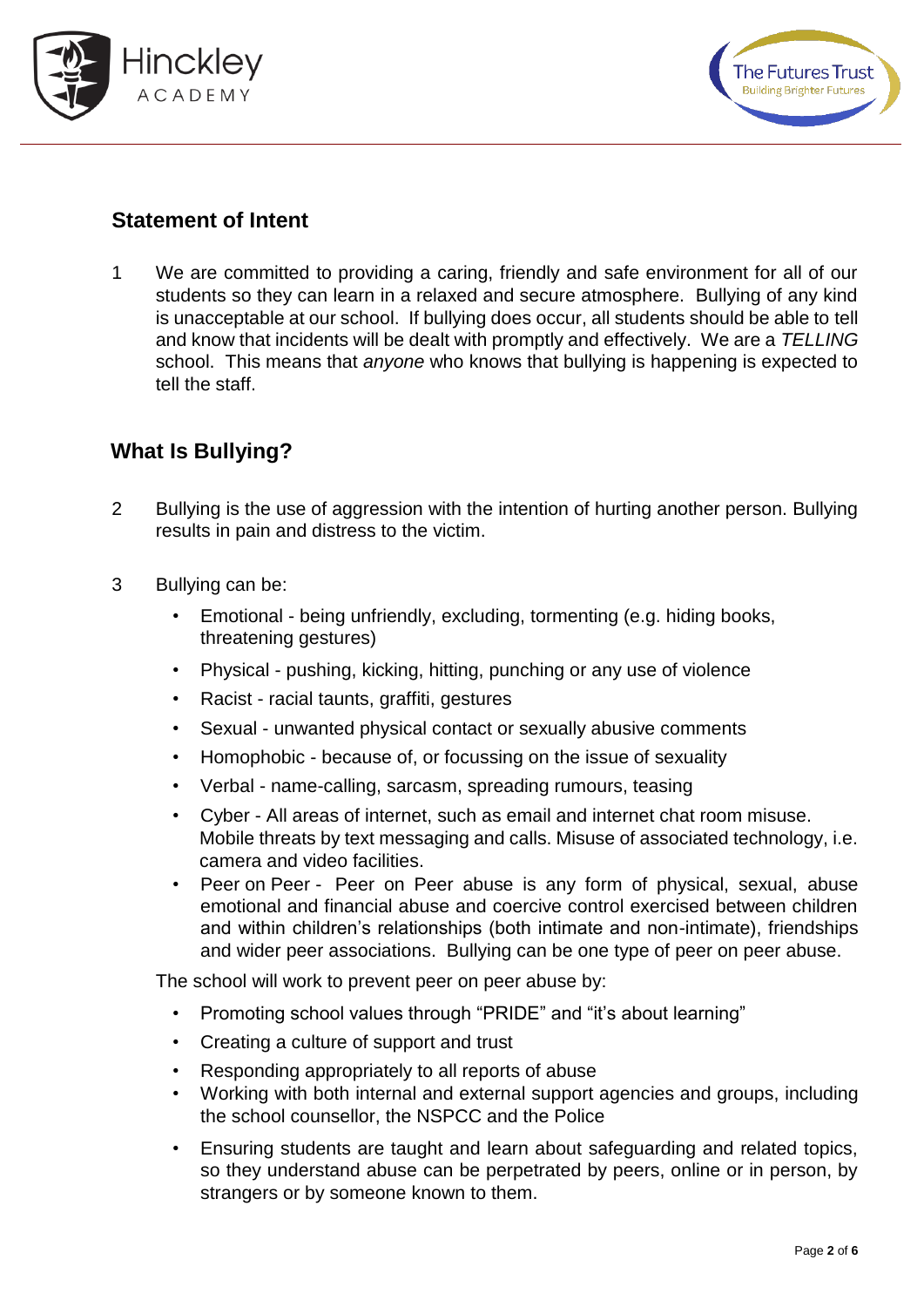## Statement of Intent

1 We are committed to providing a caring, friendly and safe environment for all of our students so they can learn in a relaxed and secure atmosphere. Bullying of any kind is unacceptable at our school. If bullying does occur, all students should be able to tell and know that incidents will be dealt with promptly and effectively. We are a *TELLING* school. This means that *anyone* who knows that bullying is happening is expected to tell the staff.

## What Is Bullying?

2 Bullying is the use of aggression with the intention of hurting another person. Bullying results in pain and distress to the victim.

3 Bullying can be:

- Emotional - being unfriendly, excluding, tormenting (e.g. hiding books, threatening gestures)
- Physical - pushing, kicking, hitting, punching or any use of violence
- Racist - racial taunts, graffiti, gestures
- Sexual - unwanted physical contact or sexually abusive comments
- Homophobic - because of, or focussing on the issue of sexuality
- Verbal - name-calling, sarcasm, spreading rumours, teasing
- Cyber - All areas of internet, such as email and internet chat room misuse. Mobile threats by text messaging and calls. Misuse of associated technology, i.e. camera and video facilities.
- Peer on Peer - Peer on Peer abuse is any form of physical, sexual, abuse emotional and financial abuse and coercive control exercised between children and within children's relationships (both intimate and non-intimate), friendships and wider peer associations. Bullying can be one type of peer on peer abuse.

The school will work to prevent peer on peer abuse by:

- Promoting school values through "PRIDE" and "it's about learning"
- Creating a culture of support and trust
- Responding appropriately to all reports of abuse
- Working with both internal and external support agencies and groups, including the school counsellor, the NSPCC and the Police
- Ensuring students are taught and learn about safeguarding and related topics, so they understand abuse can be perpetrated by peers, online or in person, by strangers or by someone known to them.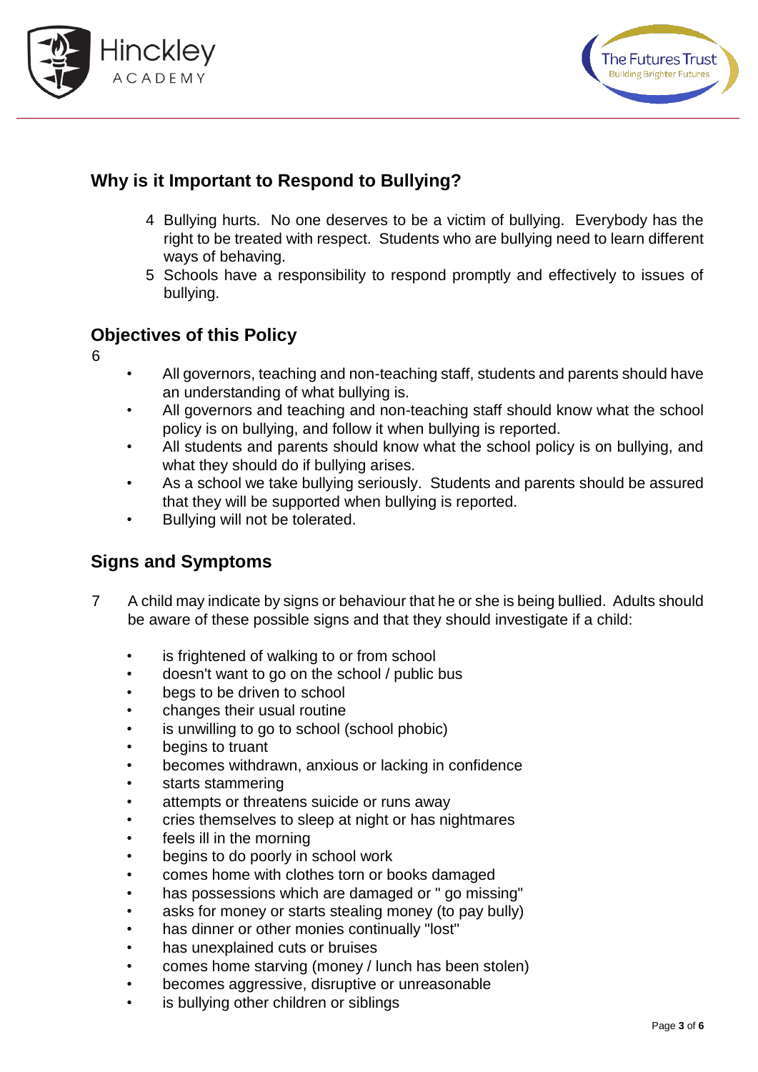## Why is it Important to Respond to Bullying?

4 Bullying hurts. No one deserves to be a victim of bullying. Everybody has the right to be treated with respect. Students who are bullying need to learn different ways of behaving.

5 Schools have a responsibility to respond promptly and effectively to issues of bullying.

## Objectives of this Policy

6

- All governors, teaching and non-teaching staff, students and parents should have an understanding of what bullying is.
- All governors and teaching and non-teaching staff should know what the school policy is on bullying, and follow it when bullying is reported.
- All students and parents should know what the school policy is on bullying, and what they should do if bullying arises.
- As a school we take bullying seriously. Students and parents should be assured that they will be supported when bullying is reported.
- Bullying will not be tolerated.

## Signs and Symptoms

7 A child may indicate by signs or behaviour that he or she is being bullied. Adults should be aware of these possible signs and that they should investigate if a child:

- is frightened of walking to or from school
- doesn't want to go on the school / public bus
- begs to be driven to school
- changes their usual routine
- is unwilling to go to school (school phobic)
- begins to truant
- becomes withdrawn, anxious or lacking in confidence
- starts stammering
- attempts or threatens suicide or runs away
- cries themselves to sleep at night or has nightmares
- feels ill in the morning
- begins to do poorly in school work
- comes home with clothes torn or books damaged
- has possessions which are damaged or " go missing"
- asks for money or starts stealing money (to pay bully)
- has dinner or other monies continually "lost"
- has unexplained cuts or bruises
- comes home starving (money / lunch has been stolen)
- becomes aggressive, disruptive or unreasonable
- is bullying other children or siblings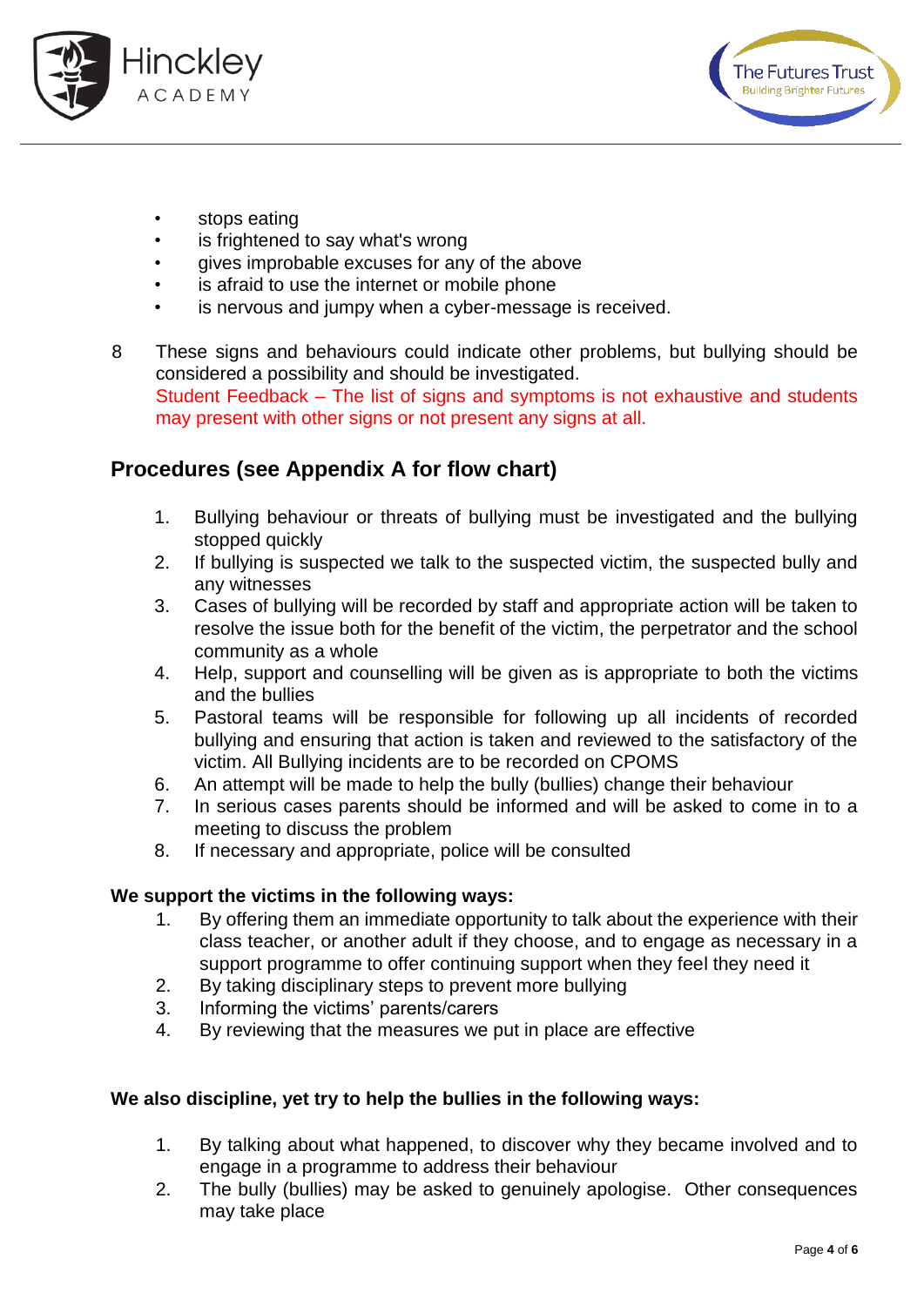- stops eating
- is frightened to say what's wrong
- gives improbable excuses for any of the above
- is afraid to use the internet or mobile phone
- is nervous and jumpy when a cyber-message is received.

8 These signs and behaviours could indicate other problems, but bullying should be considered a possibility and should be investigated.
Student Feedback – The list of signs and symptoms is not exhaustive and students may present with other signs or not present any signs at all.

## Procedures (see Appendix A for flow chart)

1. Bullying behaviour or threats of bullying must be investigated and the bullying stopped quickly
2. If bullying is suspected we talk to the suspected victim, the suspected bully and any witnesses
3. Cases of bullying will be recorded by staff and appropriate action will be taken to resolve the issue both for the benefit of the victim, the perpetrator and the school community as a whole
4. Help, support and counselling will be given as is appropriate to both the victims and the bullies
5. Pastoral teams will be responsible for following up all incidents of recorded bullying and ensuring that action is taken and reviewed to the satisfactory of the victim. All Bullying incidents are to be recorded on CPOMS
6. An attempt will be made to help the bully (bullies) change their behaviour
7. In serious cases parents should be informed and will be asked to come in to a meeting to discuss the problem
8. If necessary and appropriate, police will be consulted

**We support the victims in the following ways:**

1. By offering them an immediate opportunity to talk about the experience with their class teacher, or another adult if they choose, and to engage as necessary in a support programme to offer continuing support when they feel they need it
2. By taking disciplinary steps to prevent more bullying
3. Informing the victims' parents/carers
4. By reviewing that the measures we put in place are effective

**We also discipline, yet try to help the bullies in the following ways:**

1. By talking about what happened, to discover why they became involved and to engage in a programme to address their behaviour
2. The bully (bullies) may be asked to genuinely apologise. Other consequences may take place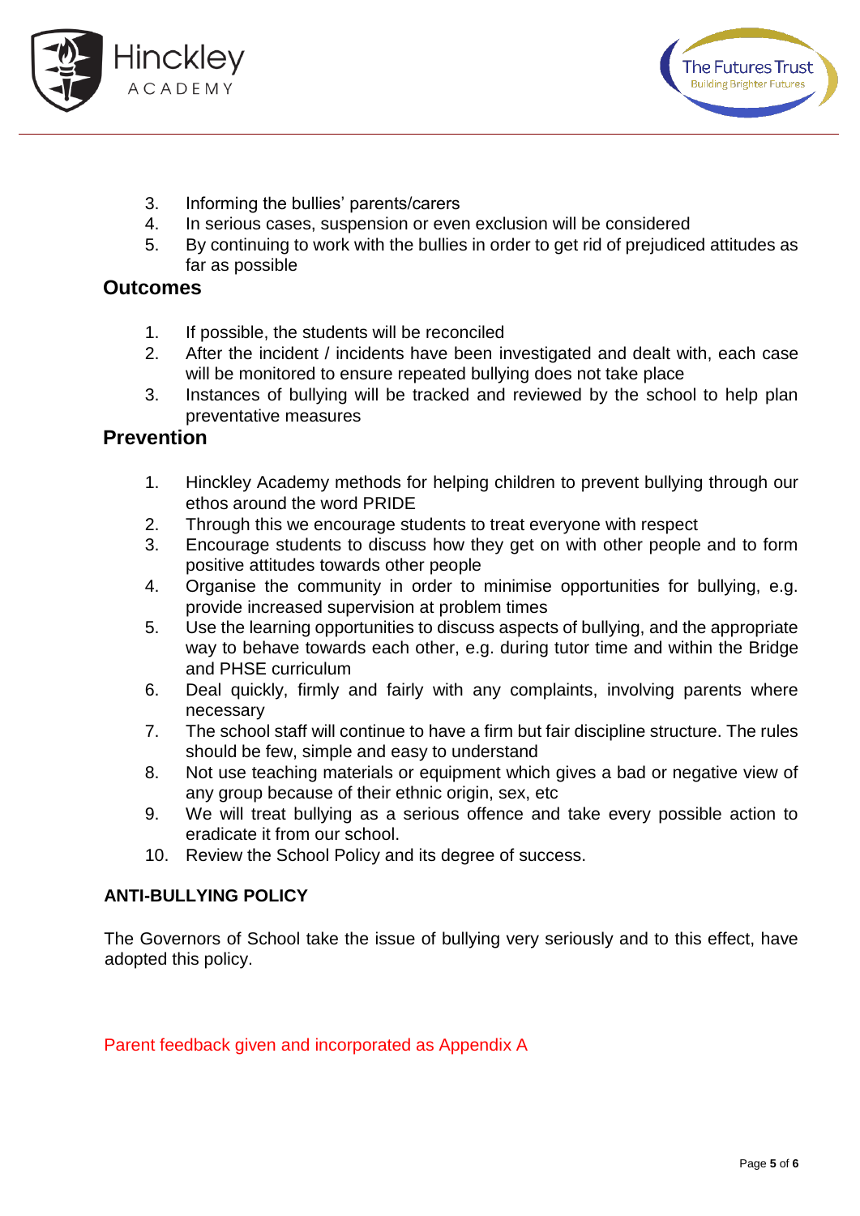3. Informing the bullies' parents/carers
4. In serious cases, suspension or even exclusion will be considered
5. By continuing to work with the bullies in order to get rid of prejudiced attitudes as far as possible

## Outcomes

1. If possible, the students will be reconciled
2. After the incident / incidents have been investigated and dealt with, each case will be monitored to ensure repeated bullying does not take place
3. Instances of bullying will be tracked and reviewed by the school to help plan preventative measures

## Prevention

1. Hinckley Academy methods for helping children to prevent bullying through our ethos around the word PRIDE
2. Through this we encourage students to treat everyone with respect
3. Encourage students to discuss how they get on with other people and to form positive attitudes towards other people
4. Organise the community in order to minimise opportunities for bullying, e.g. provide increased supervision at problem times
5. Use the learning opportunities to discuss aspects of bullying, and the appropriate way to behave towards each other, e.g. during tutor time and within the Bridge and PHSE curriculum
6. Deal quickly, firmly and fairly with any complaints, involving parents where necessary
7. The school staff will continue to have a firm but fair discipline structure. The rules should be few, simple and easy to understand
8. Not use teaching materials or equipment which gives a bad or negative view of any group because of their ethnic origin, sex, etc
9. We will treat bullying as a serious offence and take every possible action to eradicate it from our school.
10. Review the School Policy and its degree of success.

**ANTI-BULLYING POLICY**

The Governors of School take the issue of bullying very seriously and to this effect, have adopted this policy.

Parent feedback given and incorporated as Appendix A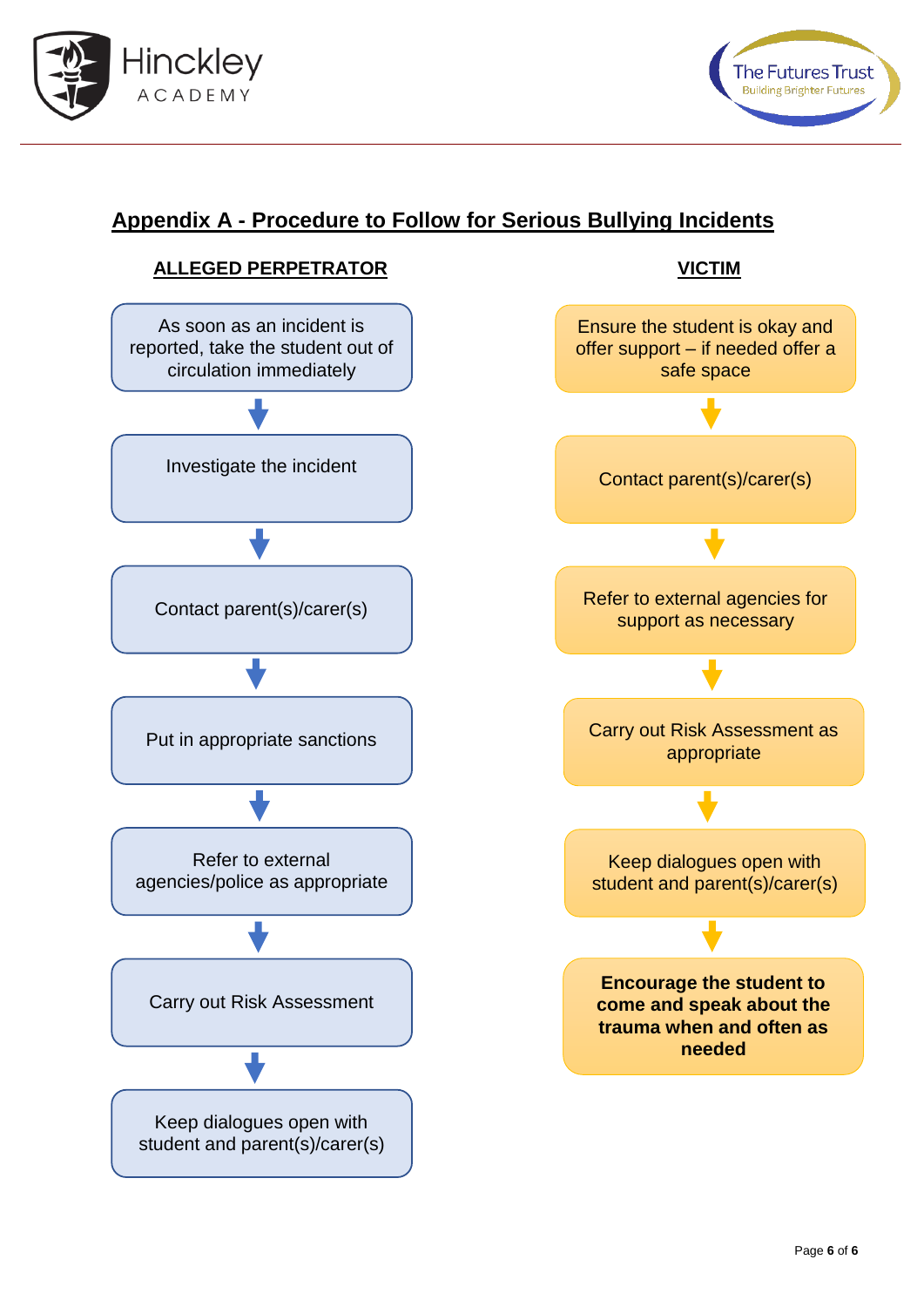## Appendix A - Procedure to Follow for Serious Bullying Incidents

### ALLEGED PERPETRATOR

1. As soon as an incident is reported, take the student out of circulation immediately
2. Investigate the incident
3. Contact parent(s)/carer(s)
4. Put in appropriate sanctions
5. Refer to external agencies/police as appropriate
6. Carry out Risk Assessment
7. Keep dialogues open with student and parent(s)/carer(s)

### VICTIM

1. Ensure the student is okay and offer support – if needed offer a safe space
2. Contact parent(s)/carer(s)
3. Refer to external agencies for support as necessary
4. Carry out Risk Assessment as appropriate
5. Keep dialogues open with student and parent(s)/carer(s)
6. **Encourage the student to come and speak about the trauma when and often as needed**